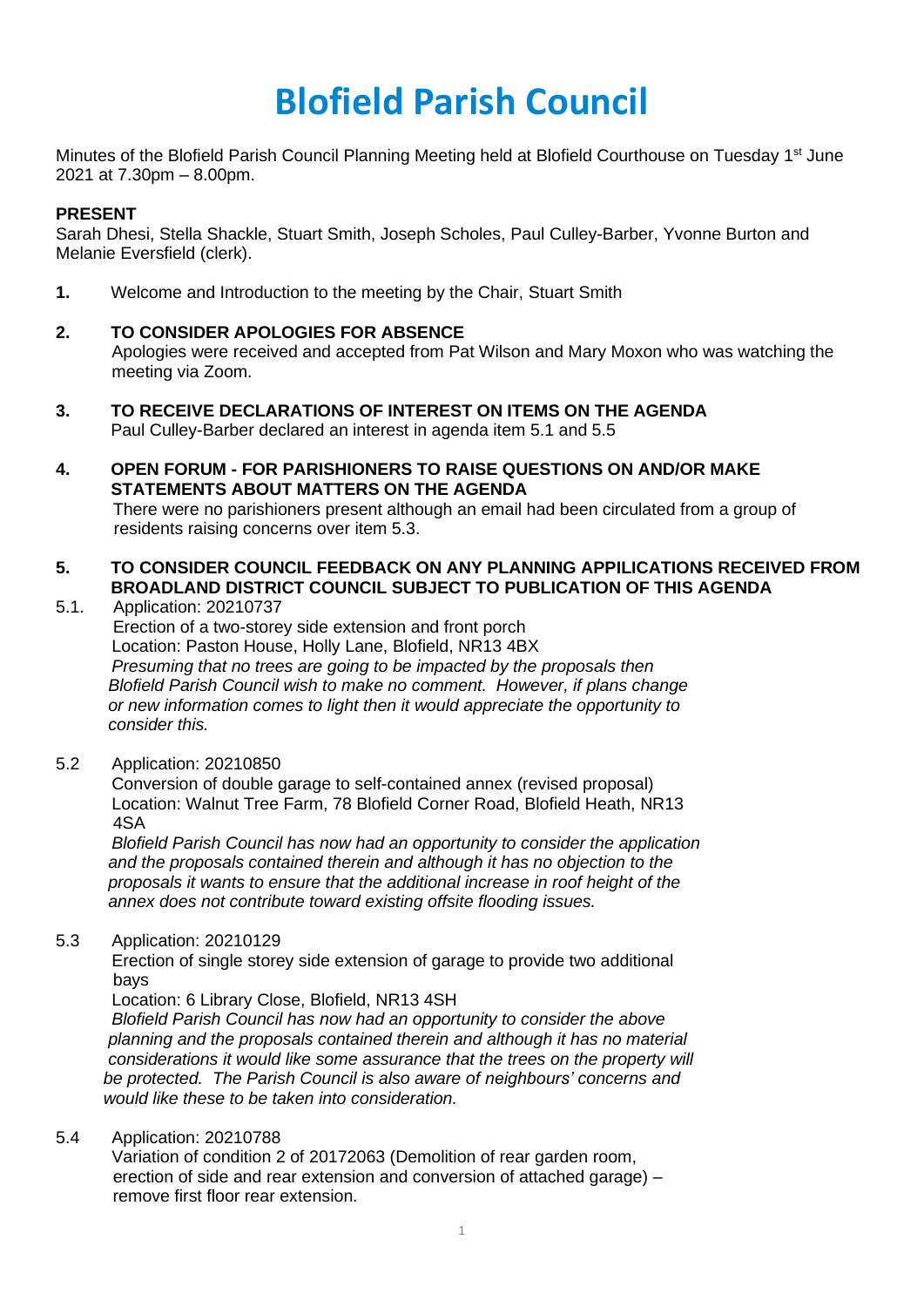# Blofield Parish Council

Minutes of the Blofield Parish Council Planning Meeting held at Blofield Courthouse on Tuesday 1st June 2021 at 7.30pm – 8.00pm.

**PRESENT**

Sarah Dhesi, Stella Shackle, Stuart Smith, Joseph Scholes, Paul Culley-Barber, Yvonne Burton and Melanie Eversfield (clerk).

**1.** Welcome and Introduction to the meeting by the Chair, Stuart Smith

**2. TO CONSIDER APOLOGIES FOR ABSENCE**

Apologies were received and accepted from Pat Wilson and Mary Moxon who was watching the meeting via Zoom.

**3. TO RECEIVE DECLARATIONS OF INTEREST ON ITEMS ON THE AGENDA**

Paul Culley-Barber declared an interest in agenda item 5.1 and 5.5

**4. OPEN FORUM - FOR PARISHIONERS TO RAISE QUESTIONS ON AND/OR MAKE STATEMENTS ABOUT MATTERS ON THE AGENDA**

There were no parishioners present although an email had been circulated from a group of residents raising concerns over item 5.3.

**5. TO CONSIDER COUNCIL FEEDBACK ON ANY PLANNING APPILICATIONS RECEIVED FROM BROADLAND DISTRICT COUNCIL SUBJECT TO PUBLICATION OF THIS AGENDA**

5.1. Application: 20210737
Erection of a two-storey side extension and front porch
Location: Paston House, Holly Lane, Blofield, NR13 4BX
*Presuming that no trees are going to be impacted by the proposals then Blofield Parish Council wish to make no comment. However, if plans change or new information comes to light then it would appreciate the opportunity to consider this.*

5.2 Application: 20210850
Conversion of double garage to self-contained annex (revised proposal)
Location: Walnut Tree Farm, 78 Blofield Corner Road, Blofield Heath, NR13 4SA
*Blofield Parish Council has now had an opportunity to consider the application and the proposals contained therein and although it has no objection to the proposals it wants to ensure that the additional increase in roof height of the annex does not contribute toward existing offsite flooding issues.*

5.3 Application: 20210129
Erection of single storey side extension of garage to provide two additional bays
Location: 6 Library Close, Blofield, NR13 4SH
*Blofield Parish Council has now had an opportunity to consider the above planning and the proposals contained therein and although it has no material considerations it would like some assurance that the trees on the property will be protected. The Parish Council is also aware of neighbours' concerns and would like these to be taken into consideration.*

5.4 Application: 20210788
Variation of condition 2 of 20172063 (Demolition of rear garden room, erection of side and rear extension and conversion of attached garage) – remove first floor rear extension.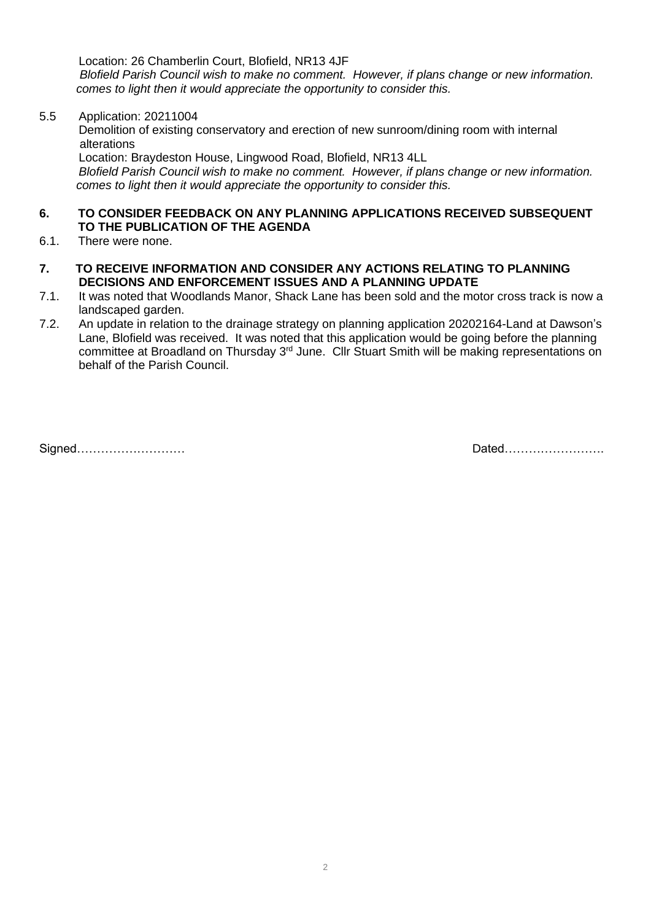Location: 26 Chamberlin Court, Blofield, NR13 4JF
*Blofield Parish Council wish to make no comment. However, if plans change or new information. comes to light then it would appreciate the opportunity to consider this.*

5.5 Application: 20211004
Demolition of existing conservatory and erection of new sunroom/dining room with internal alterations
Location: Braydeston House, Lingwood Road, Blofield, NR13 4LL
*Blofield Parish Council wish to make no comment. However, if plans change or new information. comes to light then it would appreciate the opportunity to consider this.*

**6. TO CONSIDER FEEDBACK ON ANY PLANNING APPLICATIONS RECEIVED SUBSEQUENT TO THE PUBLICATION OF THE AGENDA**

6.1. There were none.

**7. TO RECEIVE INFORMATION AND CONSIDER ANY ACTIONS RELATING TO PLANNING DECISIONS AND ENFORCEMENT ISSUES AND A PLANNING UPDATE**

7.1. It was noted that Woodlands Manor, Shack Lane has been sold and the motor cross track is now a landscaped garden.

7.2. An update in relation to the drainage strategy on planning application 20202164-Land at Dawson's Lane, Blofield was received. It was noted that this application would be going before the planning committee at Broadland on Thursday 3rd June. Cllr Stuart Smith will be making representations on behalf of the Parish Council.

Signed……………………… Dated…………………….